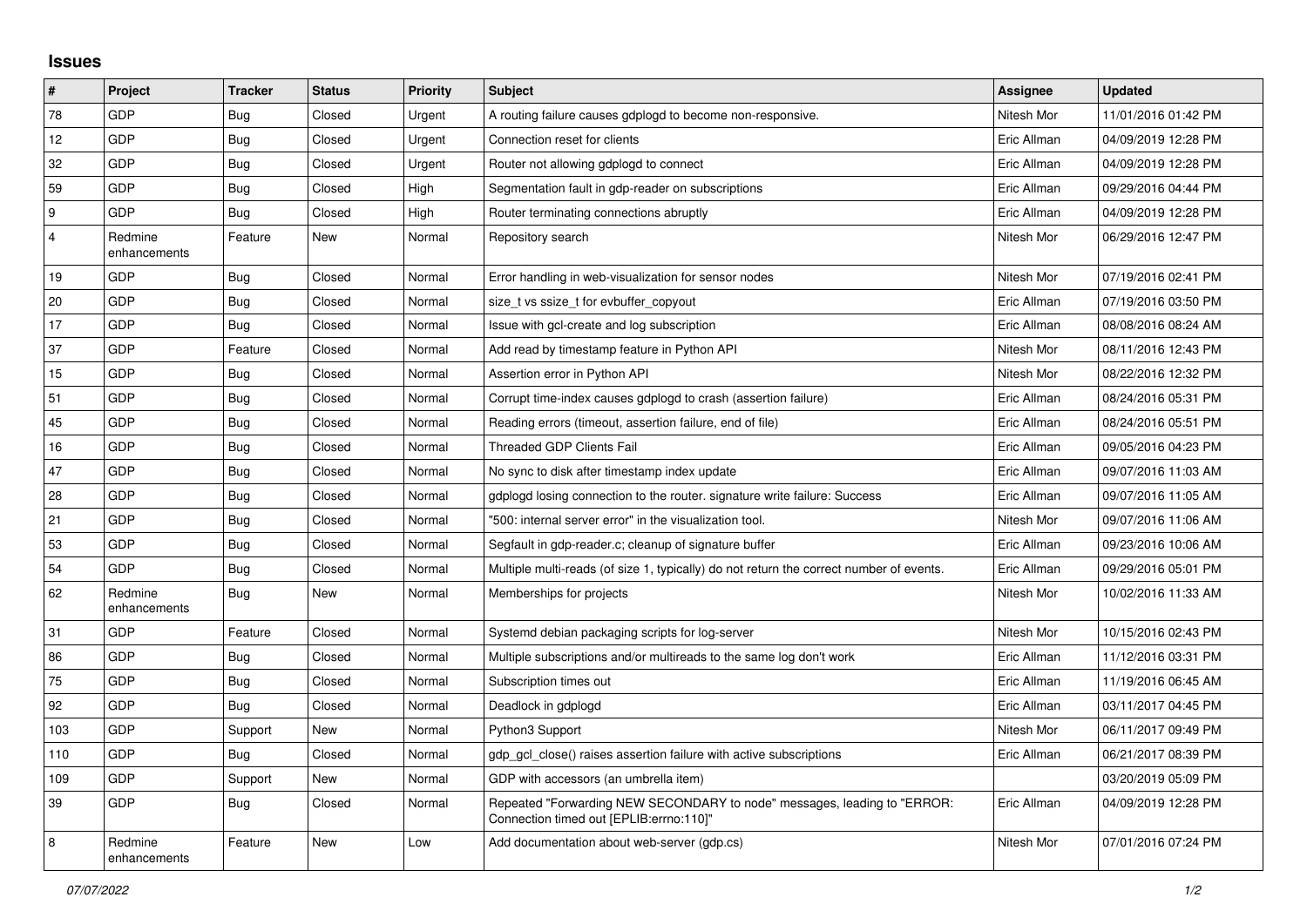# Issues

| # | Project | Tracker | Status | Priority | Subject | Assignee | Updated |
|---|---|---|---|---|---|---|---|
| 78 | GDP | Bug | Closed | Urgent | A routing failure causes gdplogd to become non-responsive. | Nitesh Mor | 11/01/2016 01:42 PM |
| 12 | GDP | Bug | Closed | Urgent | Connection reset for clients | Eric Allman | 04/09/2019 12:28 PM |
| 32 | GDP | Bug | Closed | Urgent | Router not allowing gdplogd to connect | Eric Allman | 04/09/2019 12:28 PM |
| 59 | GDP | Bug | Closed | High | Segmentation fault in gdp-reader on subscriptions | Eric Allman | 09/29/2016 04:44 PM |
| 9 | GDP | Bug | Closed | High | Router terminating connections abruptly | Eric Allman | 04/09/2019 12:28 PM |
| 4 | Redmine enhancements | Feature | New | Normal | Repository search | Nitesh Mor | 06/29/2016 12:47 PM |
| 19 | GDP | Bug | Closed | Normal | Error handling in web-visualization for sensor nodes | Nitesh Mor | 07/19/2016 02:41 PM |
| 20 | GDP | Bug | Closed | Normal | size_t vs ssize_t for evbuffer_copyout | Eric Allman | 07/19/2016 03:50 PM |
| 17 | GDP | Bug | Closed | Normal | Issue with gcl-create and log subscription | Eric Allman | 08/08/2016 08:24 AM |
| 37 | GDP | Feature | Closed | Normal | Add read by timestamp feature in Python API | Nitesh Mor | 08/11/2016 12:43 PM |
| 15 | GDP | Bug | Closed | Normal | Assertion error in Python API | Nitesh Mor | 08/22/2016 12:32 PM |
| 51 | GDP | Bug | Closed | Normal | Corrupt time-index causes gdplogd to crash (assertion failure) | Eric Allman | 08/24/2016 05:31 PM |
| 45 | GDP | Bug | Closed | Normal | Reading errors (timeout, assertion failure, end of file) | Eric Allman | 08/24/2016 05:51 PM |
| 16 | GDP | Bug | Closed | Normal | Threaded GDP Clients Fail | Eric Allman | 09/05/2016 04:23 PM |
| 47 | GDP | Bug | Closed | Normal | No sync to disk after timestamp index update | Eric Allman | 09/07/2016 11:03 AM |
| 28 | GDP | Bug | Closed | Normal | gdplogd losing connection to the router. signature write failure: Success | Eric Allman | 09/07/2016 11:05 AM |
| 21 | GDP | Bug | Closed | Normal | "500: internal server error" in the visualization tool. | Nitesh Mor | 09/07/2016 11:06 AM |
| 53 | GDP | Bug | Closed | Normal | Segfault in gdp-reader.c; cleanup of signature buffer | Eric Allman | 09/23/2016 10:06 AM |
| 54 | GDP | Bug | Closed | Normal | Multiple multi-reads (of size 1, typically) do not return the correct number of events. | Eric Allman | 09/29/2016 05:01 PM |
| 62 | Redmine enhancements | Bug | New | Normal | Memberships for projects | Nitesh Mor | 10/02/2016 11:33 AM |
| 31 | GDP | Feature | Closed | Normal | Systemd debian packaging scripts for log-server | Nitesh Mor | 10/15/2016 02:43 PM |
| 86 | GDP | Bug | Closed | Normal | Multiple subscriptions and/or multireads to the same log don't work | Eric Allman | 11/12/2016 03:31 PM |
| 75 | GDP | Bug | Closed | Normal | Subscription times out | Eric Allman | 11/19/2016 06:45 AM |
| 92 | GDP | Bug | Closed | Normal | Deadlock in gdplogd | Eric Allman | 03/11/2017 04:45 PM |
| 103 | GDP | Support | New | Normal | Python3 Support | Nitesh Mor | 06/11/2017 09:49 PM |
| 110 | GDP | Bug | Closed | Normal | gdp_gcl_close() raises assertion failure with active subscriptions | Eric Allman | 06/21/2017 08:39 PM |
| 109 | GDP | Support | New | Normal | GDP with accessors (an umbrella item) | | 03/20/2019 05:09 PM |
| 39 | GDP | Bug | Closed | Normal | Repeated "Forwarding NEW SECONDARY to node" messages, leading to "ERROR: Connection timed out [EPLIB:errno:110]" | Eric Allman | 04/09/2019 12:28 PM |
| 8 | Redmine enhancements | Feature | New | Low | Add documentation about web-server (gdp.cs) | Nitesh Mor | 07/01/2016 07:24 PM |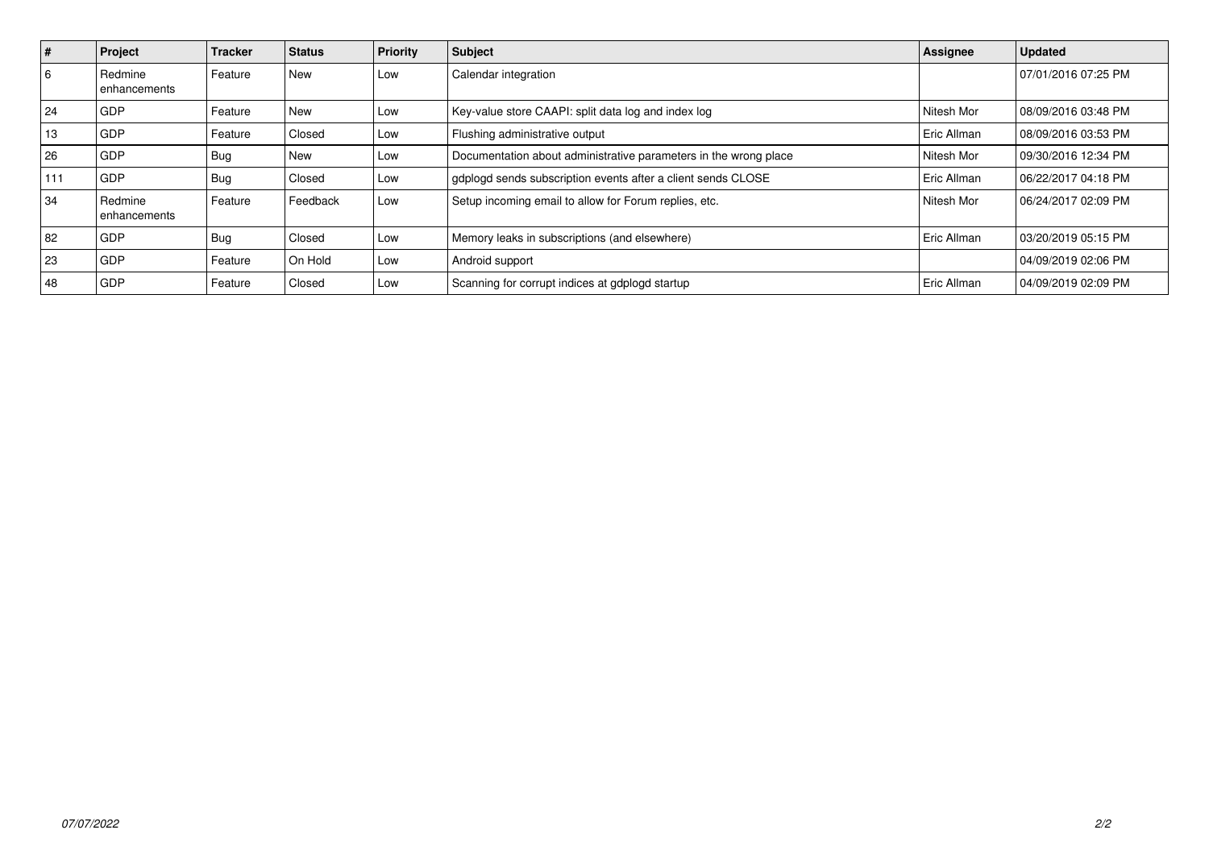| # | Project | Tracker | Status | Priority | Subject | Assignee | Updated |
|---|---|---|---|---|---|---|---|
| 6 | Redmine enhancements | Feature | New | Low | Calendar integration | | 07/01/2016 07:25 PM |
| 24 | GDP | Feature | New | Low | Key-value store CAAPI: split data log and index log | Nitesh Mor | 08/09/2016 03:48 PM |
| 13 | GDP | Feature | Closed | Low | Flushing administrative output | Eric Allman | 08/09/2016 03:53 PM |
| 26 | GDP | Bug | New | Low | Documentation about administrative parameters in the wrong place | Nitesh Mor | 09/30/2016 12:34 PM |
| 111 | GDP | Bug | Closed | Low | gdplogd sends subscription events after a client sends CLOSE | Eric Allman | 06/22/2017 04:18 PM |
| 34 | Redmine enhancements | Feature | Feedback | Low | Setup incoming email to allow for Forum replies, etc. | Nitesh Mor | 06/24/2017 02:09 PM |
| 82 | GDP | Bug | Closed | Low | Memory leaks in subscriptions (and elsewhere) | Eric Allman | 03/20/2019 05:15 PM |
| 23 | GDP | Feature | On Hold | Low | Android support | | 04/09/2019 02:06 PM |
| 48 | GDP | Feature | Closed | Low | Scanning for corrupt indices at gdplogd startup | Eric Allman | 04/09/2019 02:09 PM |